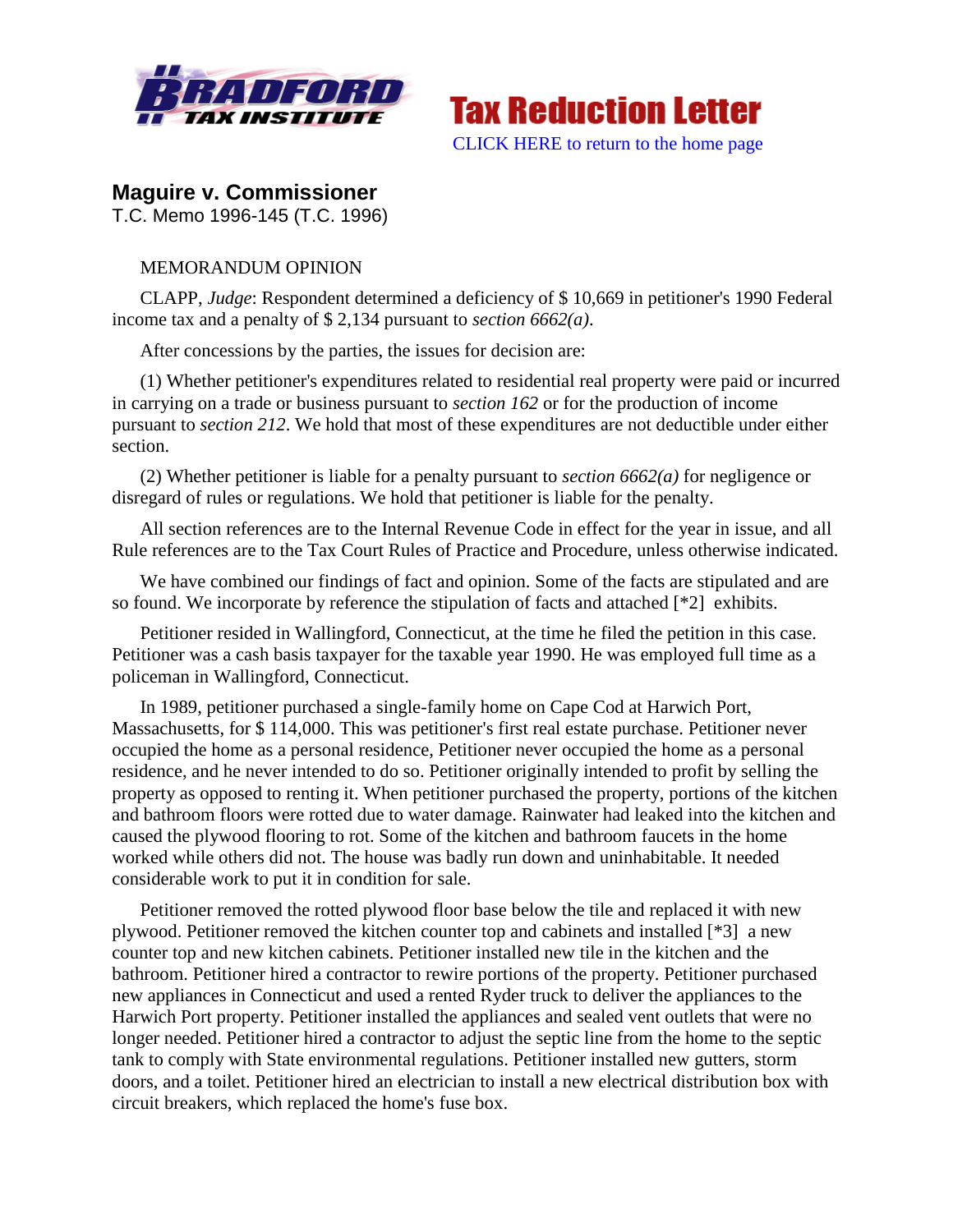**Tax Reduction Letter**

CLICK HERE to return to the home page

## Maguire v. Commissioner

T.C. Memo 1996-145 (T.C. 1996)

MEMORANDUM OPINION

CLAPP, *Judge*: Respondent determined a deficiency of $ 10,669 in petitioner's 1990 Federal income tax and a penalty of $ 2,134 pursuant to *section 6662(a)*.

After concessions by the parties, the issues for decision are:

(1) Whether petitioner's expenditures related to residential real property were paid or incurred in carrying on a trade or business pursuant to *section 162* or for the production of income pursuant to *section 212*. We hold that most of these expenditures are not deductible under either section.

(2) Whether petitioner is liable for a penalty pursuant to *section 6662(a)* for negligence or disregard of rules or regulations. We hold that petitioner is liable for the penalty.

All section references are to the Internal Revenue Code in effect for the year in issue, and all Rule references are to the Tax Court Rules of Practice and Procedure, unless otherwise indicated.

We have combined our findings of fact and opinion. Some of the facts are stipulated and are so found. We incorporate by reference the stipulation of facts and attached [*2] exhibits.

Petitioner resided in Wallingford, Connecticut, at the time he filed the petition in this case. Petitioner was a cash basis taxpayer for the taxable year 1990. He was employed full time as a policeman in Wallingford, Connecticut.

In 1989, petitioner purchased a single-family home on Cape Cod at Harwich Port, Massachusetts, for $ 114,000. This was petitioner's first real estate purchase. Petitioner never occupied the home as a personal residence, Petitioner never occupied the home as a personal residence, and he never intended to do so. Petitioner originally intended to profit by selling the property as opposed to renting it. When petitioner purchased the property, portions of the kitchen and bathroom floors were rotted due to water damage. Rainwater had leaked into the kitchen and caused the plywood flooring to rot. Some of the kitchen and bathroom faucets in the home worked while others did not. The house was badly run down and uninhabitable. It needed considerable work to put it in condition for sale.

Petitioner removed the rotted plywood floor base below the tile and replaced it with new plywood. Petitioner removed the kitchen counter top and cabinets and installed [*3] a new counter top and new kitchen cabinets. Petitioner installed new tile in the kitchen and the bathroom. Petitioner hired a contractor to rewire portions of the property. Petitioner purchased new appliances in Connecticut and used a rented Ryder truck to deliver the appliances to the Harwich Port property. Petitioner installed the appliances and sealed vent outlets that were no longer needed. Petitioner hired a contractor to adjust the septic line from the home to the septic tank to comply with State environmental regulations. Petitioner installed new gutters, storm doors, and a toilet. Petitioner hired an electrician to install a new electrical distribution box with circuit breakers, which replaced the home's fuse box.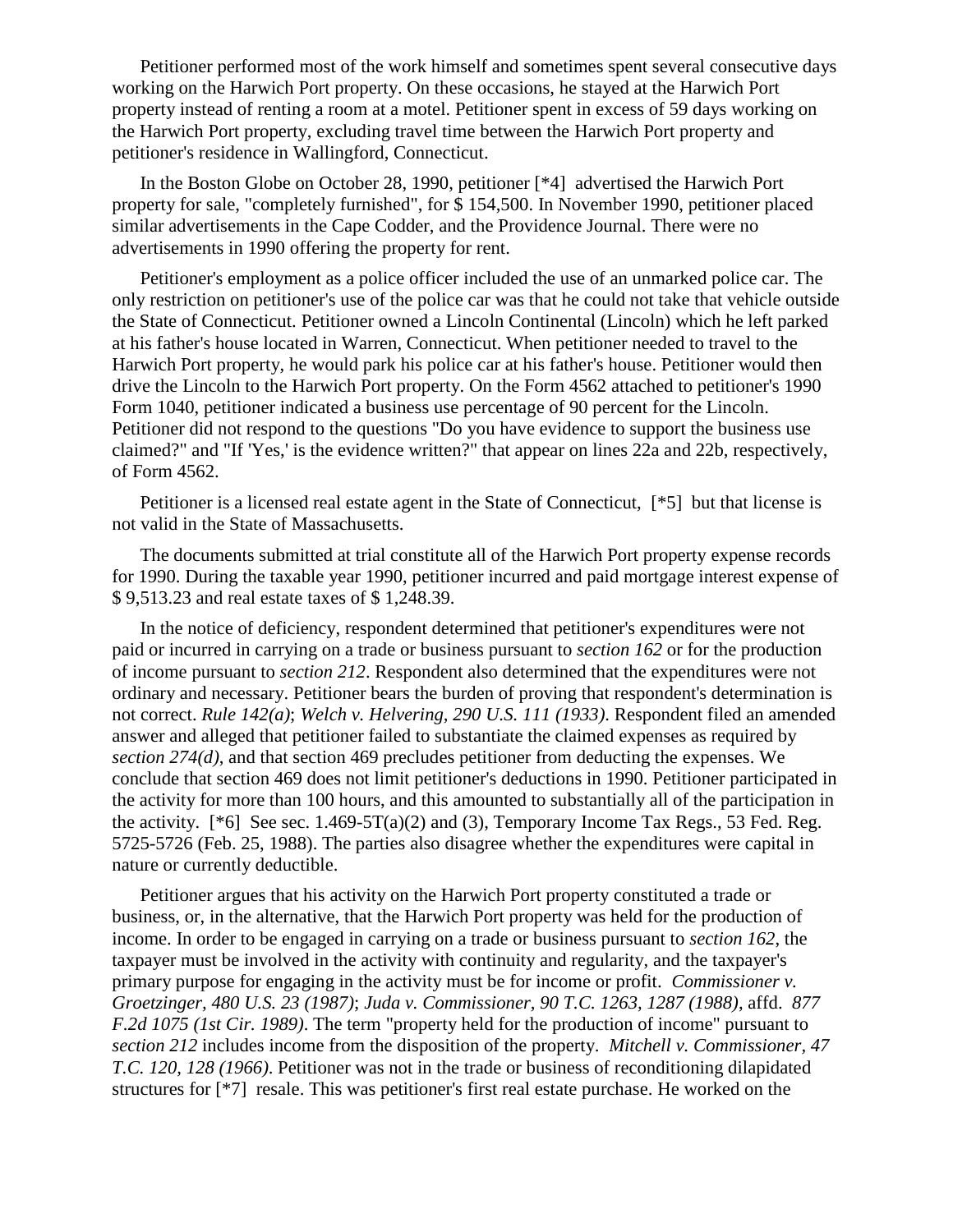Petitioner performed most of the work himself and sometimes spent several consecutive days working on the Harwich Port property. On these occasions, he stayed at the Harwich Port property instead of renting a room at a motel. Petitioner spent in excess of 59 days working on the Harwich Port property, excluding travel time between the Harwich Port property and petitioner's residence in Wallingford, Connecticut.

In the Boston Globe on October 28, 1990, petitioner [*4] advertised the Harwich Port property for sale, "completely furnished", for $ 154,500. In November 1990, petitioner placed similar advertisements in the Cape Codder, and the Providence Journal. There were no advertisements in 1990 offering the property for rent.

Petitioner's employment as a police officer included the use of an unmarked police car. The only restriction on petitioner's use of the police car was that he could not take that vehicle outside the State of Connecticut. Petitioner owned a Lincoln Continental (Lincoln) which he left parked at his father's house located in Warren, Connecticut. When petitioner needed to travel to the Harwich Port property, he would park his police car at his father's house. Petitioner would then drive the Lincoln to the Harwich Port property. On the Form 4562 attached to petitioner's 1990 Form 1040, petitioner indicated a business use percentage of 90 percent for the Lincoln. Petitioner did not respond to the questions "Do you have evidence to support the business use claimed?" and "If 'Yes,' is the evidence written?" that appear on lines 22a and 22b, respectively, of Form 4562.

Petitioner is a licensed real estate agent in the State of Connecticut, [*5] but that license is not valid in the State of Massachusetts.

The documents submitted at trial constitute all of the Harwich Port property expense records for 1990. During the taxable year 1990, petitioner incurred and paid mortgage interest expense of $ 9,513.23 and real estate taxes of $ 1,248.39.

In the notice of deficiency, respondent determined that petitioner's expenditures were not paid or incurred in carrying on a trade or business pursuant to *section 162* or for the production of income pursuant to *section 212*. Respondent also determined that the expenditures were not ordinary and necessary. Petitioner bears the burden of proving that respondent's determination is not correct. *Rule 142(a)*; *Welch v. Helvering, 290 U.S. 111 (1933)*. Respondent filed an amended answer and alleged that petitioner failed to substantiate the claimed expenses as required by *section 274(d)*, and that section 469 precludes petitioner from deducting the expenses. We conclude that section 469 does not limit petitioner's deductions in 1990. Petitioner participated in the activity for more than 100 hours, and this amounted to substantially all of the participation in the activity. [*6] See sec. 1.469-5T(a)(2) and (3), Temporary Income Tax Regs., 53 Fed. Reg. 5725-5726 (Feb. 25, 1988). The parties also disagree whether the expenditures were capital in nature or currently deductible.

Petitioner argues that his activity on the Harwich Port property constituted a trade or business, or, in the alternative, that the Harwich Port property was held for the production of income. In order to be engaged in carrying on a trade or business pursuant to *section 162*, the taxpayer must be involved in the activity with continuity and regularity, and the taxpayer's primary purpose for engaging in the activity must be for income or profit. *Commissioner v. Groetzinger, 480 U.S. 23 (1987)*; *Juda v. Commissioner, 90 T.C. 1263, 1287 (1988)*, affd. *877 F.2d 1075 (1st Cir. 1989)*. The term "property held for the production of income" pursuant to *section 212* includes income from the disposition of the property. *Mitchell v. Commissioner, 47 T.C. 120, 128 (1966)*. Petitioner was not in the trade or business of reconditioning dilapidated structures for [*7] resale. This was petitioner's first real estate purchase. He worked on the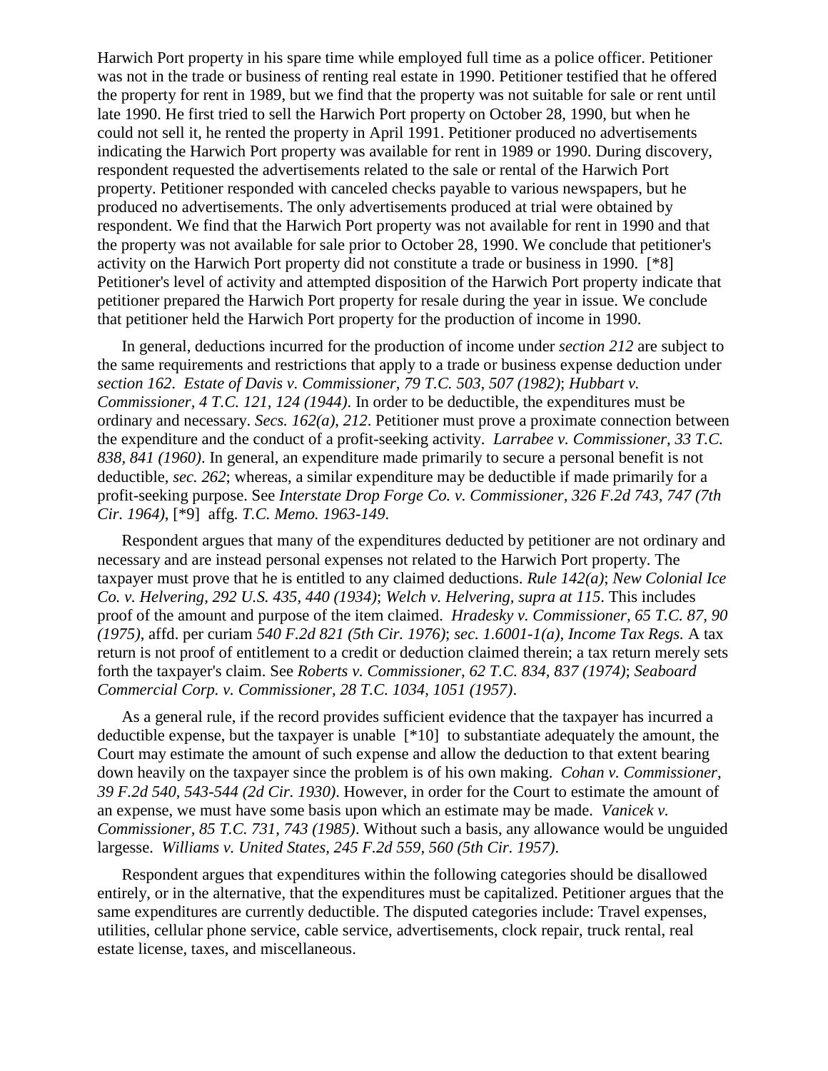Harwich Port property in his spare time while employed full time as a police officer. Petitioner was not in the trade or business of renting real estate in 1990. Petitioner testified that he offered the property for rent in 1989, but we find that the property was not suitable for sale or rent until late 1990. He first tried to sell the Harwich Port property on October 28, 1990, but when he could not sell it, he rented the property in April 1991. Petitioner produced no advertisements indicating the Harwich Port property was available for rent in 1989 or 1990. During discovery, respondent requested the advertisements related to the sale or rental of the Harwich Port property. Petitioner responded with canceled checks payable to various newspapers, but he produced no advertisements. The only advertisements produced at trial were obtained by respondent. We find that the Harwich Port property was not available for rent in 1990 and that the property was not available for sale prior to October 28, 1990. We conclude that petitioner's activity on the Harwich Port property did not constitute a trade or business in 1990. [*8] Petitioner's level of activity and attempted disposition of the Harwich Port property indicate that petitioner prepared the Harwich Port property for resale during the year in issue. We conclude that petitioner held the Harwich Port property for the production of income in 1990.

In general, deductions incurred for the production of income under *section 212* are subject to the same requirements and restrictions that apply to a trade or business expense deduction under *section 162*. *Estate of Davis v. Commissioner, 79 T.C. 503, 507 (1982)*; *Hubbart v. Commissioner, 4 T.C. 121, 124 (1944)*. In order to be deductible, the expenditures must be ordinary and necessary. *Secs. 162(a), 212*. Petitioner must prove a proximate connection between the expenditure and the conduct of a profit-seeking activity. *Larrabee v. Commissioner, 33 T.C. 838, 841 (1960)*. In general, an expenditure made primarily to secure a personal benefit is not deductible, *sec. 262*; whereas, a similar expenditure may be deductible if made primarily for a profit-seeking purpose. See *Interstate Drop Forge Co. v. Commissioner, 326 F.2d 743, 747 (7th Cir. 1964)*, [*9] affg. *T.C. Memo. 1963-149*.

Respondent argues that many of the expenditures deducted by petitioner are not ordinary and necessary and are instead personal expenses not related to the Harwich Port property. The taxpayer must prove that he is entitled to any claimed deductions. *Rule 142(a)*; *New Colonial Ice Co. v. Helvering, 292 U.S. 435, 440 (1934)*; *Welch v. Helvering, supra at 115*. This includes proof of the amount and purpose of the item claimed. *Hradesky v. Commissioner, 65 T.C. 87, 90 (1975)*, affd. per curiam *540 F.2d 821 (5th Cir. 1976)*; *sec. 1.6001-1(a), Income Tax Regs.* A tax return is not proof of entitlement to a credit or deduction claimed therein; a tax return merely sets forth the taxpayer's claim. See *Roberts v. Commissioner, 62 T.C. 834, 837 (1974)*; *Seaboard Commercial Corp. v. Commissioner, 28 T.C. 1034, 1051 (1957)*.

As a general rule, if the record provides sufficient evidence that the taxpayer has incurred a deductible expense, but the taxpayer is unable [*10] to substantiate adequately the amount, the Court may estimate the amount of such expense and allow the deduction to that extent bearing down heavily on the taxpayer since the problem is of his own making. *Cohan v. Commissioner, 39 F.2d 540, 543-544 (2d Cir. 1930)*. However, in order for the Court to estimate the amount of an expense, we must have some basis upon which an estimate may be made. *Vanicek v. Commissioner, 85 T.C. 731, 743 (1985)*. Without such a basis, any allowance would be unguided largesse. *Williams v. United States, 245 F.2d 559, 560 (5th Cir. 1957)*.

Respondent argues that expenditures within the following categories should be disallowed entirely, or in the alternative, that the expenditures must be capitalized. Petitioner argues that the same expenditures are currently deductible. The disputed categories include: Travel expenses, utilities, cellular phone service, cable service, advertisements, clock repair, truck rental, real estate license, taxes, and miscellaneous.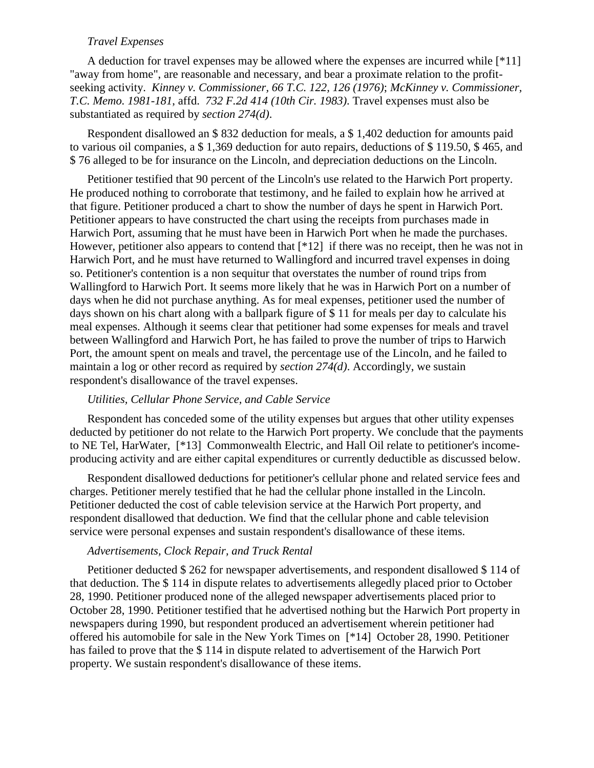*Travel Expenses*

A deduction for travel expenses may be allowed where the expenses are incurred while [*11] "away from home", are reasonable and necessary, and bear a proximate relation to the profit-seeking activity. *Kinney v. Commissioner, 66 T.C. 122, 126 (1976)*; *McKinney v. Commissioner, T.C. Memo. 1981-181*, affd. *732 F.2d 414 (10th Cir. 1983)*. Travel expenses must also be substantiated as required by *section 274(d)*.

Respondent disallowed an $ 832 deduction for meals, a $ 1,402 deduction for amounts paid to various oil companies, a $ 1,369 deduction for auto repairs, deductions of $ 119.50, $ 465, and $ 76 alleged to be for insurance on the Lincoln, and depreciation deductions on the Lincoln.

Petitioner testified that 90 percent of the Lincoln's use related to the Harwich Port property. He produced nothing to corroborate that testimony, and he failed to explain how he arrived at that figure. Petitioner produced a chart to show the number of days he spent in Harwich Port. Petitioner appears to have constructed the chart using the receipts from purchases made in Harwich Port, assuming that he must have been in Harwich Port when he made the purchases. However, petitioner also appears to contend that [*12] if there was no receipt, then he was not in Harwich Port, and he must have returned to Wallingford and incurred travel expenses in doing so. Petitioner's contention is a non sequitur that overstates the number of round trips from Wallingford to Harwich Port. It seems more likely that he was in Harwich Port on a number of days when he did not purchase anything. As for meal expenses, petitioner used the number of days shown on his chart along with a ballpark figure of $ 11 for meals per day to calculate his meal expenses. Although it seems clear that petitioner had some expenses for meals and travel between Wallingford and Harwich Port, he has failed to prove the number of trips to Harwich Port, the amount spent on meals and travel, the percentage use of the Lincoln, and he failed to maintain a log or other record as required by *section 274(d)*. Accordingly, we sustain respondent's disallowance of the travel expenses.

*Utilities, Cellular Phone Service, and Cable Service*

Respondent has conceded some of the utility expenses but argues that other utility expenses deducted by petitioner do not relate to the Harwich Port property. We conclude that the payments to NE Tel, HarWater, [*13] Commonwealth Electric, and Hall Oil relate to petitioner's income-producing activity and are either capital expenditures or currently deductible as discussed below.

Respondent disallowed deductions for petitioner's cellular phone and related service fees and charges. Petitioner merely testified that he had the cellular phone installed in the Lincoln. Petitioner deducted the cost of cable television service at the Harwich Port property, and respondent disallowed that deduction. We find that the cellular phone and cable television service were personal expenses and sustain respondent's disallowance of these items.

*Advertisements, Clock Repair, and Truck Rental*

Petitioner deducted $ 262 for newspaper advertisements, and respondent disallowed $ 114 of that deduction. The $ 114 in dispute relates to advertisements allegedly placed prior to October 28, 1990. Petitioner produced none of the alleged newspaper advertisements placed prior to October 28, 1990. Petitioner testified that he advertised nothing but the Harwich Port property in newspapers during 1990, but respondent produced an advertisement wherein petitioner had offered his automobile for sale in the New York Times on [*14] October 28, 1990. Petitioner has failed to prove that the $ 114 in dispute related to advertisement of the Harwich Port property. We sustain respondent's disallowance of these items.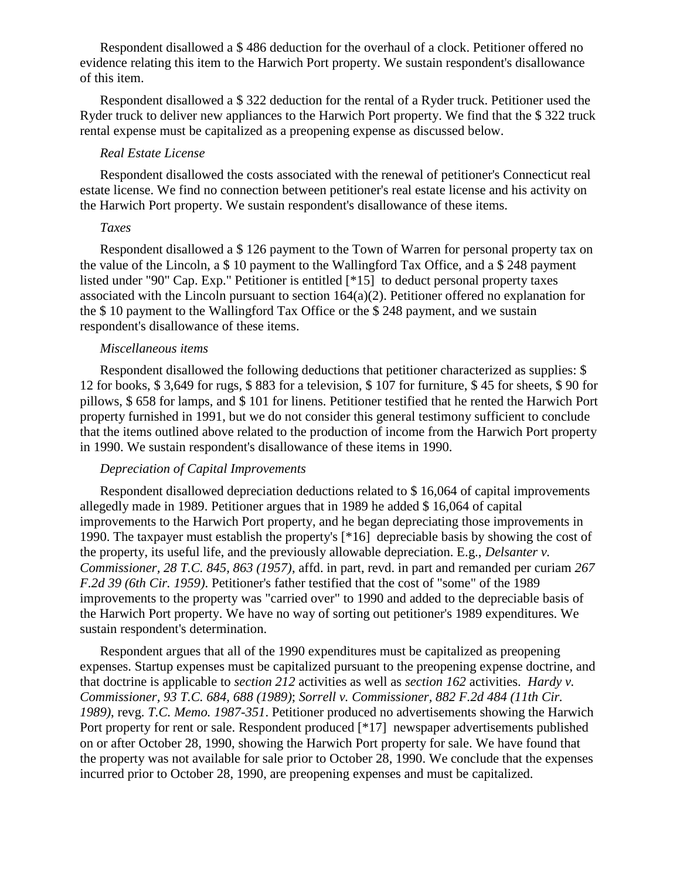Respondent disallowed a $ 486 deduction for the overhaul of a clock. Petitioner offered no evidence relating this item to the Harwich Port property. We sustain respondent's disallowance of this item.

Respondent disallowed a $ 322 deduction for the rental of a Ryder truck. Petitioner used the Ryder truck to deliver new appliances to the Harwich Port property. We find that the $ 322 truck rental expense must be capitalized as a preopening expense as discussed below.

*Real Estate License*

Respondent disallowed the costs associated with the renewal of petitioner's Connecticut real estate license. We find no connection between petitioner's real estate license and his activity on the Harwich Port property. We sustain respondent's disallowance of these items.

*Taxes*

Respondent disallowed a $ 126 payment to the Town of Warren for personal property tax on the value of the Lincoln, a $ 10 payment to the Wallingford Tax Office, and a $ 248 payment listed under "90" Cap. Exp." Petitioner is entitled [*15] to deduct personal property taxes associated with the Lincoln pursuant to section 164(a)(2). Petitioner offered no explanation for the $ 10 payment to the Wallingford Tax Office or the $ 248 payment, and we sustain respondent's disallowance of these items.

*Miscellaneous items*

Respondent disallowed the following deductions that petitioner characterized as supplies: $ 12 for books, $ 3,649 for rugs, $ 883 for a television, $ 107 for furniture, $ 45 for sheets, $ 90 for pillows, $ 658 for lamps, and $ 101 for linens. Petitioner testified that he rented the Harwich Port property furnished in 1991, but we do not consider this general testimony sufficient to conclude that the items outlined above related to the production of income from the Harwich Port property in 1990. We sustain respondent's disallowance of these items in 1990.

*Depreciation of Capital Improvements*

Respondent disallowed depreciation deductions related to $ 16,064 of capital improvements allegedly made in 1989. Petitioner argues that in 1989 he added $ 16,064 of capital improvements to the Harwich Port property, and he began depreciating those improvements in 1990. The taxpayer must establish the property's [*16] depreciable basis by showing the cost of the property, its useful life, and the previously allowable depreciation. E.g., *Delsanter v. Commissioner, 28 T.C. 845, 863 (1957)*, affd. in part, revd. in part and remanded per curiam *267 F.2d 39 (6th Cir. 1959)*. Petitioner's father testified that the cost of "some" of the 1989 improvements to the property was "carried over" to 1990 and added to the depreciable basis of the Harwich Port property. We have no way of sorting out petitioner's 1989 expenditures. We sustain respondent's determination.

Respondent argues that all of the 1990 expenditures must be capitalized as preopening expenses. Startup expenses must be capitalized pursuant to the preopening expense doctrine, and that doctrine is applicable to *section 212* activities as well as *section 162* activities. *Hardy v. Commissioner, 93 T.C. 684, 688 (1989)*; *Sorrell v. Commissioner, 882 F.2d 484 (11th Cir. 1989)*, revg. *T.C. Memo. 1987-351*. Petitioner produced no advertisements showing the Harwich Port property for rent or sale. Respondent produced [*17] newspaper advertisements published on or after October 28, 1990, showing the Harwich Port property for sale. We have found that the property was not available for sale prior to October 28, 1990. We conclude that the expenses incurred prior to October 28, 1990, are preopening expenses and must be capitalized.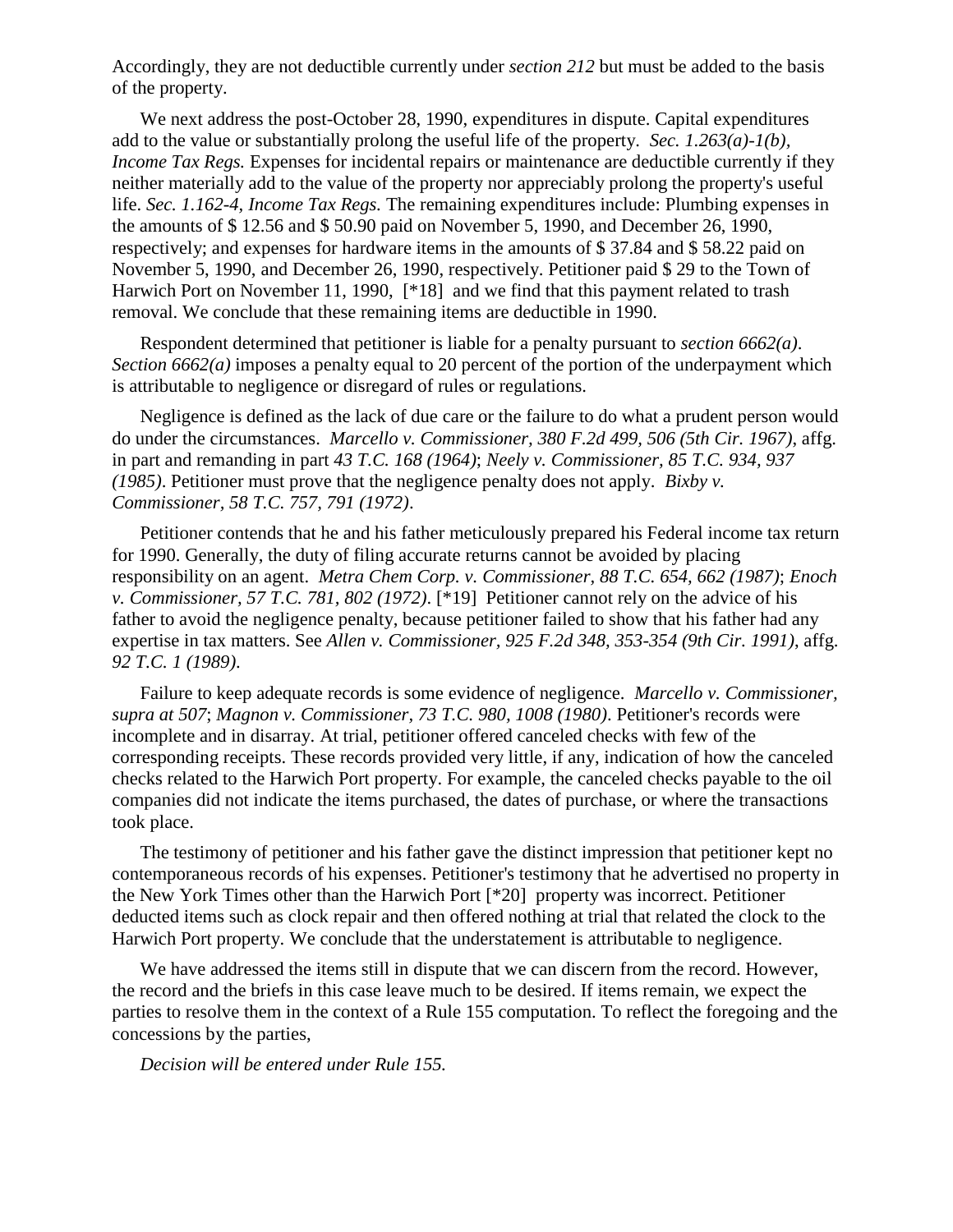Accordingly, they are not deductible currently under *section 212* but must be added to the basis of the property.

We next address the post-October 28, 1990, expenditures in dispute. Capital expenditures add to the value or substantially prolong the useful life of the property. *Sec. 1.263(a)-1(b), Income Tax Regs.* Expenses for incidental repairs or maintenance are deductible currently if they neither materially add to the value of the property nor appreciably prolong the property's useful life. *Sec. 1.162-4, Income Tax Regs.* The remaining expenditures include: Plumbing expenses in the amounts of $ 12.56 and $ 50.90 paid on November 5, 1990, and December 26, 1990, respectively; and expenses for hardware items in the amounts of $ 37.84 and $ 58.22 paid on November 5, 1990, and December 26, 1990, respectively. Petitioner paid $ 29 to the Town of Harwich Port on November 11, 1990, [*18] and we find that this payment related to trash removal. We conclude that these remaining items are deductible in 1990.

Respondent determined that petitioner is liable for a penalty pursuant to *section 6662(a)*. *Section 6662(a)* imposes a penalty equal to 20 percent of the portion of the underpayment which is attributable to negligence or disregard of rules or regulations.

Negligence is defined as the lack of due care or the failure to do what a prudent person would do under the circumstances. *Marcello v. Commissioner, 380 F.2d 499, 506 (5th Cir. 1967)*, affg. in part and remanding in part *43 T.C. 168 (1964)*; *Neely v. Commissioner, 85 T.C. 934, 937 (1985)*. Petitioner must prove that the negligence penalty does not apply. *Bixby v. Commissioner, 58 T.C. 757, 791 (1972)*.

Petitioner contends that he and his father meticulously prepared his Federal income tax return for 1990. Generally, the duty of filing accurate returns cannot be avoided by placing responsibility on an agent. *Metra Chem Corp. v. Commissioner, 88 T.C. 654, 662 (1987)*; *Enoch v. Commissioner, 57 T.C. 781, 802 (1972)*. [*19] Petitioner cannot rely on the advice of his father to avoid the negligence penalty, because petitioner failed to show that his father had any expertise in tax matters. See *Allen v. Commissioner, 925 F.2d 348, 353-354 (9th Cir. 1991)*, affg. *92 T.C. 1 (1989)*.

Failure to keep adequate records is some evidence of negligence. *Marcello v. Commissioner, supra at 507*; *Magnon v. Commissioner, 73 T.C. 980, 1008 (1980)*. Petitioner's records were incomplete and in disarray. At trial, petitioner offered canceled checks with few of the corresponding receipts. These records provided very little, if any, indication of how the canceled checks related to the Harwich Port property. For example, the canceled checks payable to the oil companies did not indicate the items purchased, the dates of purchase, or where the transactions took place.

The testimony of petitioner and his father gave the distinct impression that petitioner kept no contemporaneous records of his expenses. Petitioner's testimony that he advertised no property in the New York Times other than the Harwich Port [*20] property was incorrect. Petitioner deducted items such as clock repair and then offered nothing at trial that related the clock to the Harwich Port property. We conclude that the understatement is attributable to negligence.

We have addressed the items still in dispute that we can discern from the record. However, the record and the briefs in this case leave much to be desired. If items remain, we expect the parties to resolve them in the context of a Rule 155 computation. To reflect the foregoing and the concessions by the parties,

*Decision will be entered under Rule 155.*